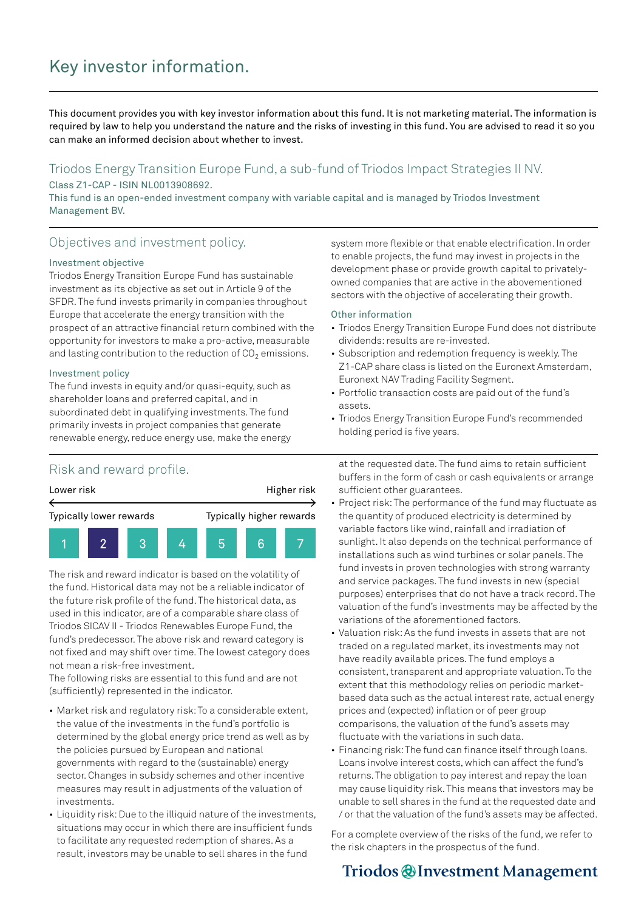# Key investor information.

This document provides you with key investor information about this fund. It is not marketing material. The information is required by law to help you understand the nature and the risks of investing in this fund. You are advised to read it so you can make an informed decision about whether to invest.

## Triodos Energy Transition Europe Fund, a sub-fund of Triodos Impact Strategies II NV.

Class Z1-CAP - ISIN NL0013908692.

This fund is an open-ended investment company with variable capital and is managed by Triodos Investment Management BV.

## Objectives and investment policy.

### Investment objective

Triodos Energy Transition Europe Fund has sustainable investment as its objective as set out in Article 9 of the SFDR. The fund invests primarily in companies throughout Europe that accelerate the energy transition with the prospect of an attractive financial return combined with the opportunity for investors to make a pro-active, measurable and lasting contribution to the reduction of $CO_2$ emissions.

### Investment policy

The fund invests in equity and/or quasi-equity, such as shareholder loans and preferred capital, and in subordinated debt in qualifying investments. The fund primarily invests in project companies that generate renewable energy, reduce energy use, make the energy system more flexible or that enable electrification. In order to enable projects, the fund may invest in projects in the development phase or provide growth capital to privately-owned companies that are active in the abovementioned sectors with the objective of accelerating their growth.

### Other information

- Triodos Energy Transition Europe Fund does not distribute dividends: results are re-invested.
- Subscription and redemption frequency is weekly. The Z1-CAP share class is listed on the Euronext Amsterdam, Euronext NAV Trading Facility Segment.
- Portfolio transaction costs are paid out of the fund's assets.
- Triodos Energy Transition Europe Fund's recommended holding period is five years.

## Risk and reward profile.

Lower risk ← → Higher risk

Typically lower rewards — Typically higher rewards

1 | **2** | 3 | 4 | 5 | 6 | 7

The risk and reward indicator is based on the volatility of the fund. Historical data may not be a reliable indicator of the future risk profile of the fund. The historical data, as used in this indicator, are of a comparable share class of Triodos SICAV II - Triodos Renewables Europe Fund, the fund's predecessor. The above risk and reward category is not fixed and may shift over time. The lowest category does not mean a risk-free investment.

The following risks are essential to this fund and are not (sufficiently) represented in the indicator.

- Market risk and regulatory risk: To a considerable extent, the value of the investments in the fund's portfolio is determined by the global energy price trend as well as by the policies pursued by European and national governments with regard to the (sustainable) energy sector. Changes in subsidy schemes and other incentive measures may result in adjustments of the valuation of investments.
- Liquidity risk: Due to the illiquid nature of the investments, situations may occur in which there are insufficient funds to facilitate any requested redemption of shares. As a result, investors may be unable to sell shares in the fund at the requested date. The fund aims to retain sufficient buffers in the form of cash or cash equivalents or arrange sufficient other guarantees.
- Project risk: The performance of the fund may fluctuate as the quantity of produced electricity is determined by variable factors like wind, rainfall and irradiation of sunlight. It also depends on the technical performance of installations such as wind turbines or solar panels. The fund invests in proven technologies with strong warranty and service packages. The fund invests in new (special purposes) enterprises that do not have a track record. The valuation of the fund's investments may be affected by the variations of the aforementioned factors.
- Valuation risk: As the fund invests in assets that are not traded on a regulated market, its investments may not have readily available prices. The fund employs a consistent, transparent and appropriate valuation. To the extent that this methodology relies on periodic market-based data such as the actual interest rate, actual energy prices and (expected) inflation or of peer group comparisons, the valuation of the fund's assets may fluctuate with the variations in such data.
- Financing risk: The fund can finance itself through loans. Loans involve interest costs, which can affect the fund's returns. The obligation to pay interest and repay the loan may cause liquidity risk. This means that investors may be unable to sell shares in the fund at the requested date and / or that the valuation of the fund's assets may be affected.

For a complete overview of the risks of the fund, we refer to the risk chapters in the prospectus of the fund.

Triodos Investment Management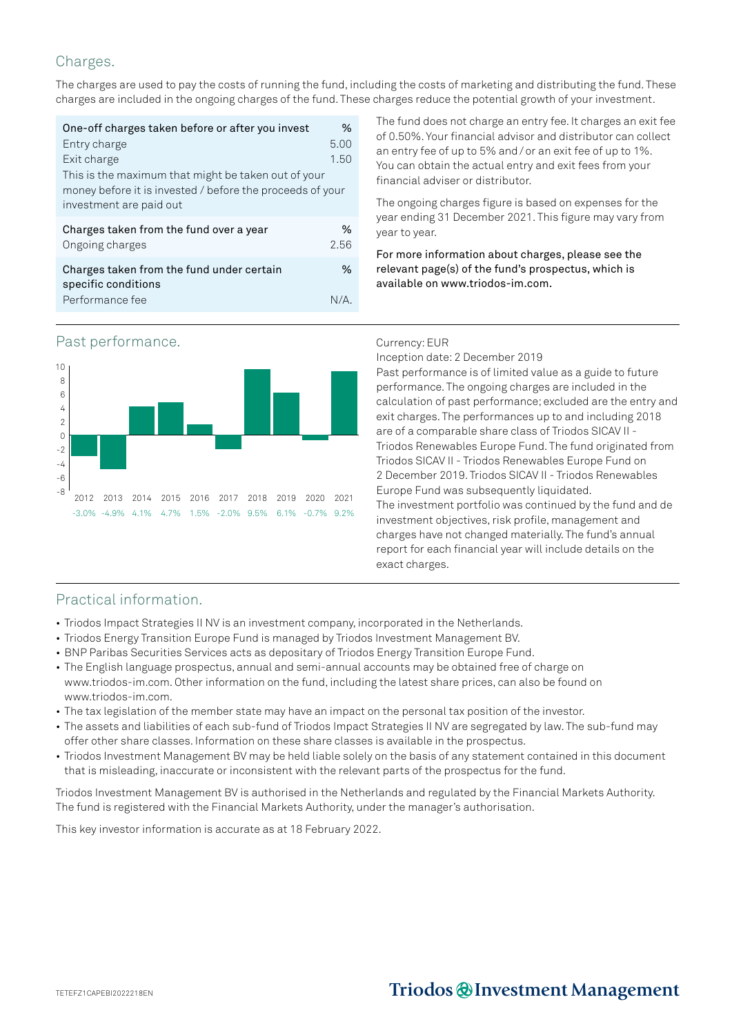## Charges.

The charges are used to pay the costs of running the fund, including the costs of marketing and distributing the fund. These charges are included in the ongoing charges of the fund. These charges reduce the potential growth of your investment.

| One-off charges taken before or after you invest | % |
|---|---|
| Entry charge | 5.00 |
| Exit charge | 1.50 |
| This is the maximum that might be taken out of your money before it is invested / before the proceeds of your investment are paid out | |
| **Charges taken from the fund over a year** | **%** |
| Ongoing charges | 2.56 |
| **Charges taken from the fund under certain specific conditions** | **%** |
| Performance fee | N/A. |

The fund does not charge an entry fee. It charges an exit fee of 0.50%. Your financial advisor and distributor can collect an entry fee of up to 5% and / or an exit fee of up to 1%. You can obtain the actual entry and exit fees from your financial adviser or distributor.

The ongoing charges figure is based on expenses for the year ending 31 December 2021. This figure may vary from year to year.

For more information about charges, please see the relevant page(s) of the fund's prospectus, which is available on www.triodos-im.com.

## Past performance.

10
8
6
4
2
0
-2
-4
-6
-8

2012 2013 2014 2015 2016 2017 2018 2019 2020 2021

-3.0% -4.9% 4.1% 4.7% 1.5% -2.0% 9.5% 6.1% -0.7% 9.2%

Currency: EUR

Inception date: 2 December 2019

Past performance is of limited value as a guide to future performance. The ongoing charges are included in the calculation of past performance; excluded are the entry and exit charges. The performances up to and including 2018 are of a comparable share class of Triodos SICAV II - Triodos Renewables Europe Fund. The fund originated from Triodos SICAV II - Triodos Renewables Europe Fund on 2 December 2019. Triodos SICAV II - Triodos Renewables Europe Fund was subsequently liquidated.
The investment portfolio was continued by the fund and de investment objectives, risk profile, management and charges have not changed materially. The fund's annual report for each financial year will include details on the exact charges.

## Practical information.

- Triodos Impact Strategies II NV is an investment company, incorporated in the Netherlands.
- Triodos Energy Transition Europe Fund is managed by Triodos Investment Management BV.
- BNP Paribas Securities Services acts as depositary of Triodos Energy Transition Europe Fund.
- The English language prospectus, annual and semi-annual accounts may be obtained free of charge on www.triodos-im.com. Other information on the fund, including the latest share prices, can also be found on www.triodos-im.com.
- The tax legislation of the member state may have an impact on the personal tax position of the investor.
- The assets and liabilities of each sub-fund of Triodos Impact Strategies II NV are segregated by law. The sub-fund may offer other share classes. Information on these share classes is available in the prospectus.
- Triodos Investment Management BV may be held liable solely on the basis of any statement contained in this document that is misleading, inaccurate or inconsistent with the relevant parts of the prospectus for the fund.

Triodos Investment Management BV is authorised in the Netherlands and regulated by the Financial Markets Authority. The fund is registered with the Financial Markets Authority, under the manager's authorisation.

This key investor information is accurate as at 18 February 2022.

TETEFZ1CAPEBI2022218EN

Triodos Investment Management